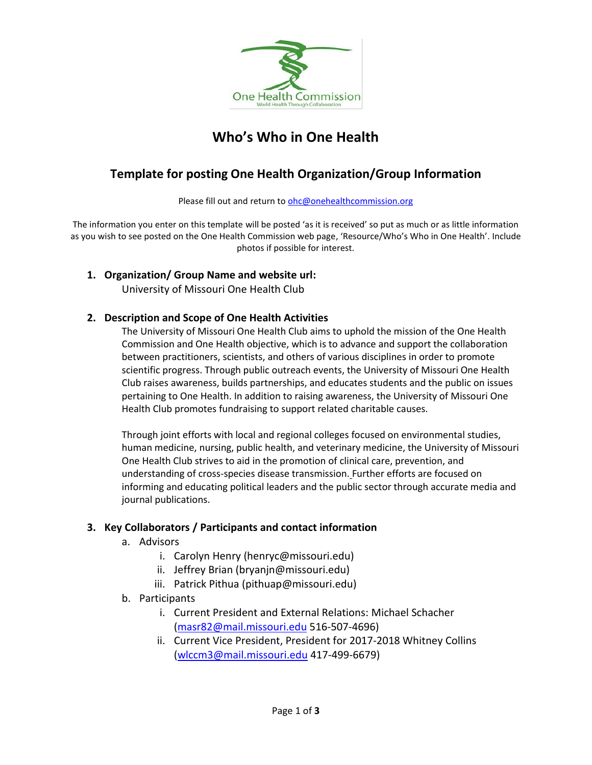# Who's Who in One Health

## Template for posting One Health Organization/Group Information

Please fill out and return to ohc@onehealthcommission.org

The information you enter on this template will be posted 'as it is received' so put as much or as little information as you wish to see posted on the One Health Commission web page, 'Resource/Who's Who in One Health'. Include photos if possible for interest.

1. **Organization/ Group Name and website url:**
   University of Missouri One Health Club

2. **Description and Scope of One Health Activities**
   The University of Missouri One Health Club aims to uphold the mission of the One Health Commission and One Health objective, which is to advance and support the collaboration between practitioners, scientists, and others of various disciplines in order to promote scientific progress. Through public outreach events, the University of Missouri One Health Club raises awareness, builds partnerships, and educates students and the public on issues pertaining to One Health. In addition to raising awareness, the University of Missouri One Health Club promotes fundraising to support related charitable causes.

   Through joint efforts with local and regional colleges focused on environmental studies, human medicine, nursing, public health, and veterinary medicine, the University of Missouri One Health Club strives to aid in the promotion of clinical care, prevention, and understanding of cross-species disease transmission. Further efforts are focused on informing and educating political leaders and the public sector through accurate media and journal publications.

3. **Key Collaborators / Participants and contact information**
   a. Advisors
      i. Carolyn Henry (henryc@missouri.edu)
      ii. Jeffrey Brian (bryanjn@missouri.edu)
      iii. Patrick Pithua (pithuap@missouri.edu)
   b. Participants
      i. Current President and External Relations: Michael Schacher (masr82@mail.missouri.edu 516-507-4696)
      ii. Current Vice President, President for 2017-2018 Whitney Collins (wlccm3@mail.missouri.edu 417-499-6679)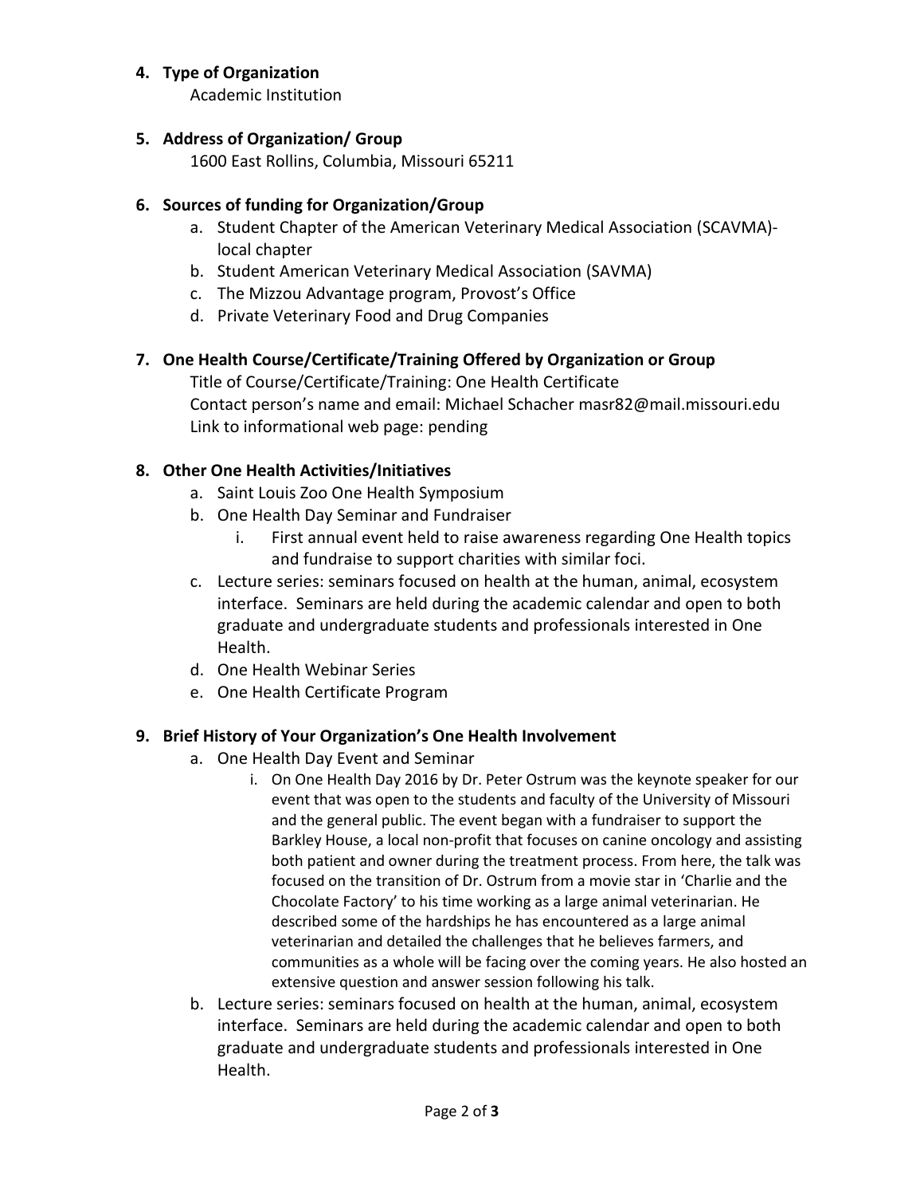**4. Type of Organization**

Academic Institution

**5. Address of Organization/ Group**

1600 East Rollins, Columbia, Missouri 65211

**6. Sources of funding for Organization/Group**

a. Student Chapter of the American Veterinary Medical Association (SCAVMA)- local chapter
b. Student American Veterinary Medical Association (SAVMA)
c. The Mizzou Advantage program, Provost's Office
d. Private Veterinary Food and Drug Companies

**7. One Health Course/Certificate/Training Offered by Organization or Group**

Title of Course/Certificate/Training: One Health Certificate
Contact person's name and email: Michael Schacher masr82@mail.missouri.edu
Link to informational web page: pending

**8. Other One Health Activities/Initiatives**

a. Saint Louis Zoo One Health Symposium
b. One Health Day Seminar and Fundraiser
    i. First annual event held to raise awareness regarding One Health topics and fundraise to support charities with similar foci.
c. Lecture series: seminars focused on health at the human, animal, ecosystem interface. Seminars are held during the academic calendar and open to both graduate and undergraduate students and professionals interested in One Health.
d. One Health Webinar Series
e. One Health Certificate Program

**9. Brief History of Your Organization's One Health Involvement**

a. One Health Day Event and Seminar
    i. On One Health Day 2016 by Dr. Peter Ostrum was the keynote speaker for our event that was open to the students and faculty of the University of Missouri and the general public. The event began with a fundraiser to support the Barkley House, a local non-profit that focuses on canine oncology and assisting both patient and owner during the treatment process. From here, the talk was focused on the transition of Dr. Ostrum from a movie star in 'Charlie and the Chocolate Factory' to his time working as a large animal veterinarian. He described some of the hardships he has encountered as a large animal veterinarian and detailed the challenges that he believes farmers, and communities as a whole will be facing over the coming years. He also hosted an extensive question and answer session following his talk.
b. Lecture series: seminars focused on health at the human, animal, ecosystem interface. Seminars are held during the academic calendar and open to both graduate and undergraduate students and professionals interested in One Health.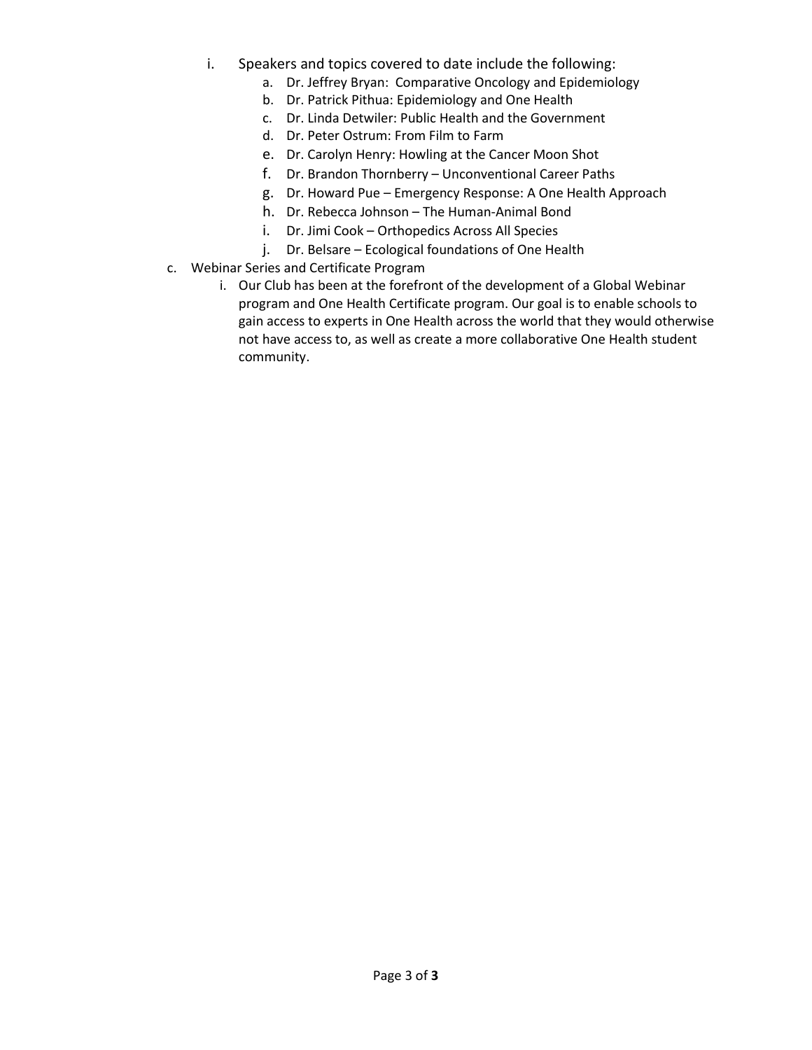i. Speakers and topics covered to date include the following:
   a. Dr. Jeffrey Bryan: Comparative Oncology and Epidemiology
   b. Dr. Patrick Pithua: Epidemiology and One Health
   c. Dr. Linda Detwiler: Public Health and the Government
   d. Dr. Peter Ostrum: From Film to Farm
   e. Dr. Carolyn Henry: Howling at the Cancer Moon Shot
   f. Dr. Brandon Thornberry – Unconventional Career Paths
   g. Dr. Howard Pue – Emergency Response: A One Health Approach
   h. Dr. Rebecca Johnson – The Human-Animal Bond
   i. Dr. Jimi Cook – Orthopedics Across All Species
   j. Dr. Belsare – Ecological foundations of One Health

c. Webinar Series and Certificate Program
   i. Our Club has been at the forefront of the development of a Global Webinar program and One Health Certificate program. Our goal is to enable schools to gain access to experts in One Health across the world that they would otherwise not have access to, as well as create a more collaborative One Health student community.